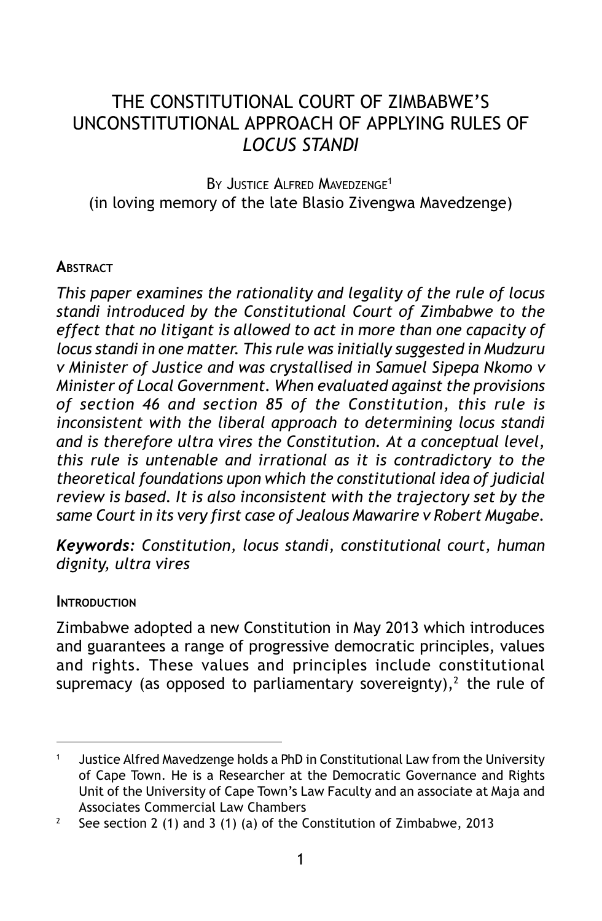# THE CONSTITUTIONAL COURT OF ZIMBABWE'S UNCONSTITUTIONAL APPROACH OF APPLYING RULES OF *LOCUS STANDI*

By Justice Alfred Mavedzenge[1]
(in loving memory of the late Blasio Zivengwa Mavedzenge)

## Abstract

*This paper examines the rationality and legality of the rule of locus standi introduced by the Constitutional Court of Zimbabwe to the effect that no litigant is allowed to act in more than one capacity of locus standi in one matter. This rule was initially suggested in Mudzuru v Minister of Justice and was crystallised in Samuel Sipepa Nkomo v Minister of Local Government. When evaluated against the provisions of section 46 and section 85 of the Constitution, this rule is inconsistent with the liberal approach to determining locus standi and is therefore ultra vires the Constitution. At a conceptual level, this rule is untenable and irrational as it is contradictory to the theoretical foundations upon which the constitutional idea of judicial review is based. It is also inconsistent with the trajectory set by the same Court in its very first case of Jealous Mawarire v Robert Mugabe.*

***Keywords****: Constitution, locus standi, constitutional court, human dignity, ultra vires*

## Introduction

Zimbabwe adopted a new Constitution in May 2013 which introduces and guarantees a range of progressive democratic principles, values and rights. These values and principles include constitutional supremacy (as opposed to parliamentary sovereignty),[2] the rule of

---

[1] Justice Alfred Mavedzenge holds a PhD in Constitutional Law from the University of Cape Town. He is a Researcher at the Democratic Governance and Rights Unit of the University of Cape Town's Law Faculty and an associate at Maja and Associates Commercial Law Chambers

[2] See section 2 (1) and 3 (1) (a) of the Constitution of Zimbabwe, 2013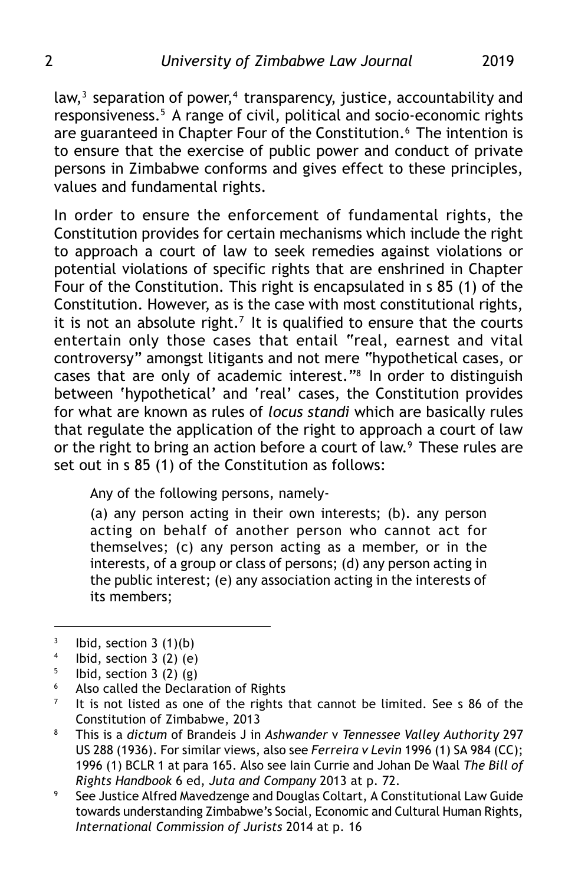law,[3] separation of power,[4] transparency, justice, accountability and responsiveness.[5] A range of civil, political and socio-economic rights are guaranteed in Chapter Four of the Constitution.[6] The intention is to ensure that the exercise of public power and conduct of private persons in Zimbabwe conforms and gives effect to these principles, values and fundamental rights.

In order to ensure the enforcement of fundamental rights, the Constitution provides for certain mechanisms which include the right to approach a court of law to seek remedies against violations or potential violations of specific rights that are enshrined in Chapter Four of the Constitution. This right is encapsulated in s 85 (1) of the Constitution. However, as is the case with most constitutional rights, it is not an absolute right.[7] It is qualified to ensure that the courts entertain only those cases that entail "real, earnest and vital controversy" amongst litigants and not mere "hypothetical cases, or cases that are only of academic interest."[8] In order to distinguish between 'hypothetical' and 'real' cases, the Constitution provides for what are known as rules of *locus standi* which are basically rules that regulate the application of the right to approach a court of law or the right to bring an action before a court of law.[9] These rules are set out in s 85 (1) of the Constitution as follows:

> Any of the following persons, namely-
>
> (a) any person acting in their own interests; (b). any person acting on behalf of another person who cannot act for themselves; (c) any person acting as a member, or in the interests, of a group or class of persons; (d) any person acting in the public interest; (e) any association acting in the interests of its members;

---

[3] Ibid, section 3 (1)(b)

[4] Ibid, section 3 (2) (e)

[5] Ibid, section 3 (2) (g)

[6] Also called the Declaration of Rights

[7] It is not listed as one of the rights that cannot be limited. See s 86 of the Constitution of Zimbabwe, 2013

[8] This is a *dictum* of Brandeis J in *Ashwander* v *Tennessee Valley Authority* 297 US 288 (1936). For similar views, also see *Ferreira v Levin* 1996 (1) SA 984 (CC); 1996 (1) BCLR 1 at para 165. Also see Iain Currie and Johan De Waal *The Bill of Rights Handbook* 6 ed, *Juta and Company* 2013 at p. 72.

[9] See Justice Alfred Mavedzenge and Douglas Coltart, A Constitutional Law Guide towards understanding Zimbabwe's Social, Economic and Cultural Human Rights, *International Commission of Jurists* 2014 at p. 16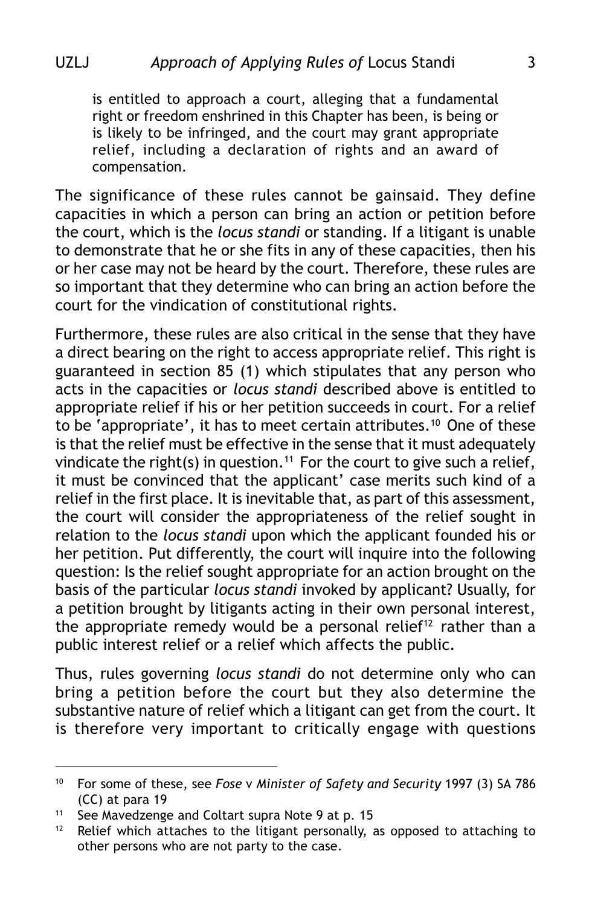> is entitled to approach a court, alleging that a fundamental right or freedom enshrined in this Chapter has been, is being or is likely to be infringed, and the court may grant appropriate relief, including a declaration of rights and an award of compensation.

The significance of these rules cannot be gainsaid. They define capacities in which a person can bring an action or petition before the court, which is the *locus standi* or standing. If a litigant is unable to demonstrate that he or she fits in any of these capacities, then his or her case may not be heard by the court. Therefore, these rules are so important that they determine who can bring an action before the court for the vindication of constitutional rights.

Furthermore, these rules are also critical in the sense that they have a direct bearing on the right to access appropriate relief. This right is guaranteed in section 85 (1) which stipulates that any person who acts in the capacities or *locus standi* described above is entitled to appropriate relief if his or her petition succeeds in court. For a relief to be 'appropriate', it has to meet certain attributes.[10] One of these is that the relief must be effective in the sense that it must adequately vindicate the right(s) in question.[11] For the court to give such a relief, it must be convinced that the applicant' case merits such kind of a relief in the first place. It is inevitable that, as part of this assessment, the court will consider the appropriateness of the relief sought in relation to the *locus standi* upon which the applicant founded his or her petition. Put differently, the court will inquire into the following question: Is the relief sought appropriate for an action brought on the basis of the particular *locus standi* invoked by applicant? Usually, for a petition brought by litigants acting in their own personal interest, the appropriate remedy would be a personal relief[12] rather than a public interest relief or a relief which affects the public.

Thus, rules governing *locus standi* do not determine only who can bring a petition before the court but they also determine the substantive nature of relief which a litigant can get from the court. It is therefore very important to critically engage with questions

---

[10] For some of these, see *Fose* v *Minister of Safety and Security* 1997 (3) SA 786 (CC) at para 19

[11] See Mavedzenge and Coltart supra Note 9 at p. 15

[12] Relief which attaches to the litigant personally, as opposed to attaching to other persons who are not party to the case.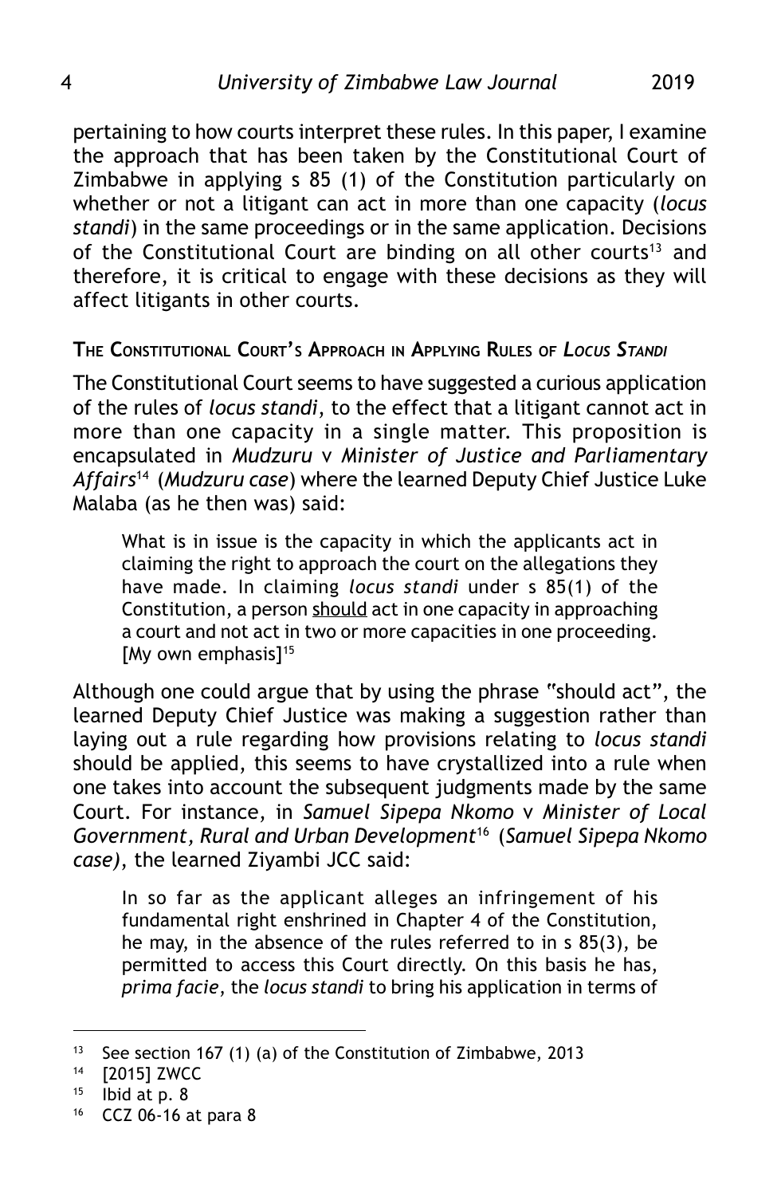pertaining to how courts interpret these rules. In this paper, I examine the approach that has been taken by the Constitutional Court of Zimbabwe in applying s 85 (1) of the Constitution particularly on whether or not a litigant can act in more than one capacity (*locus standi*) in the same proceedings or in the same application. Decisions of the Constitutional Court are binding on all other courts[13] and therefore, it is critical to engage with these decisions as they will affect litigants in other courts.

## The Constitutional Court's Approach in Applying Rules of *Locus Standi*

The Constitutional Court seems to have suggested a curious application of the rules of *locus standi*, to the effect that a litigant cannot act in more than one capacity in a single matter. This proposition is encapsulated in *Mudzuru* v *Minister of Justice and Parliamentary Affairs*[14] (*Mudzuru case*) where the learned Deputy Chief Justice Luke Malaba (as he then was) said:

> What is in issue is the capacity in which the applicants act in claiming the right to approach the court on the allegations they have made. In claiming *locus standi* under s 85(1) of the Constitution, a person <u>should</u> act in one capacity in approaching a court and not act in two or more capacities in one proceeding. [My own emphasis][15]

Although one could argue that by using the phrase "should act", the learned Deputy Chief Justice was making a suggestion rather than laying out a rule regarding how provisions relating to *locus standi* should be applied, this seems to have crystallized into a rule when one takes into account the subsequent judgments made by the same Court. For instance, in *Samuel Sipepa Nkomo* v *Minister of Local Government, Rural and Urban Development*[16] (*Samuel Sipepa Nkomo case)*, the learned Ziyambi JCC said:

> In so far as the applicant alleges an infringement of his fundamental right enshrined in Chapter 4 of the Constitution, he may, in the absence of the rules referred to in s 85(3), be permitted to access this Court directly. On this basis he has, *prima facie*, the *locus standi* to bring his application in terms of

---

[13] See section 167 (1) (a) of the Constitution of Zimbabwe, 2013

[14] [2015] ZWCC

[15] Ibid at p. 8

[16] CCZ 06-16 at para 8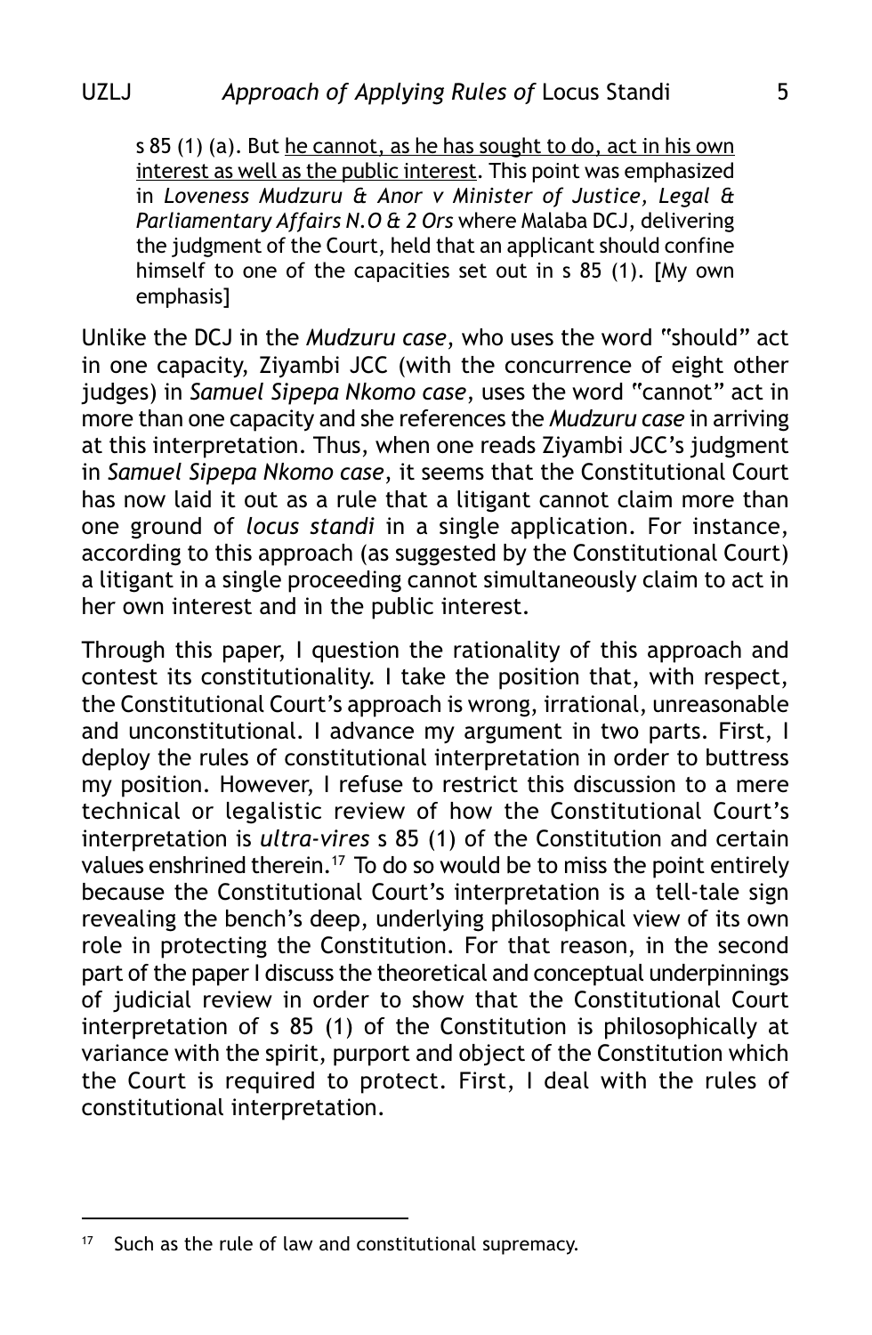s 85 (1) (a). But he cannot, as he has sought to do, act in his own interest as well as the public interest. This point was emphasized in *Loveness Mudzuru & Anor v Minister of Justice, Legal & Parliamentary Affairs N.O & 2 Ors* where Malaba DCJ, delivering the judgment of the Court, held that an applicant should confine himself to one of the capacities set out in s 85 (1). [My own emphasis]

Unlike the DCJ in the *Mudzuru case*, who uses the word "should" act in one capacity, Ziyambi JCC (with the concurrence of eight other judges) in *Samuel Sipepa Nkomo case*, uses the word "cannot" act in more than one capacity and she references the *Mudzuru case* in arriving at this interpretation. Thus, when one reads Ziyambi JCC's judgment in *Samuel Sipepa Nkomo case*, it seems that the Constitutional Court has now laid it out as a rule that a litigant cannot claim more than one ground of *locus standi* in a single application. For instance, according to this approach (as suggested by the Constitutional Court) a litigant in a single proceeding cannot simultaneously claim to act in her own interest and in the public interest.

Through this paper, I question the rationality of this approach and contest its constitutionality. I take the position that, with respect, the Constitutional Court's approach is wrong, irrational, unreasonable and unconstitutional. I advance my argument in two parts. First, I deploy the rules of constitutional interpretation in order to buttress my position. However, I refuse to restrict this discussion to a mere technical or legalistic review of how the Constitutional Court's interpretation is *ultra-vires* s 85 (1) of the Constitution and certain values enshrined therein.[17] To do so would be to miss the point entirely because the Constitutional Court's interpretation is a tell-tale sign revealing the bench's deep, underlying philosophical view of its own role in protecting the Constitution. For that reason, in the second part of the paper I discuss the theoretical and conceptual underpinnings of judicial review in order to show that the Constitutional Court interpretation of s 85 (1) of the Constitution is philosophically at variance with the spirit, purport and object of the Constitution which the Court is required to protect. First, I deal with the rules of constitutional interpretation.

---

[17] Such as the rule of law and constitutional supremacy.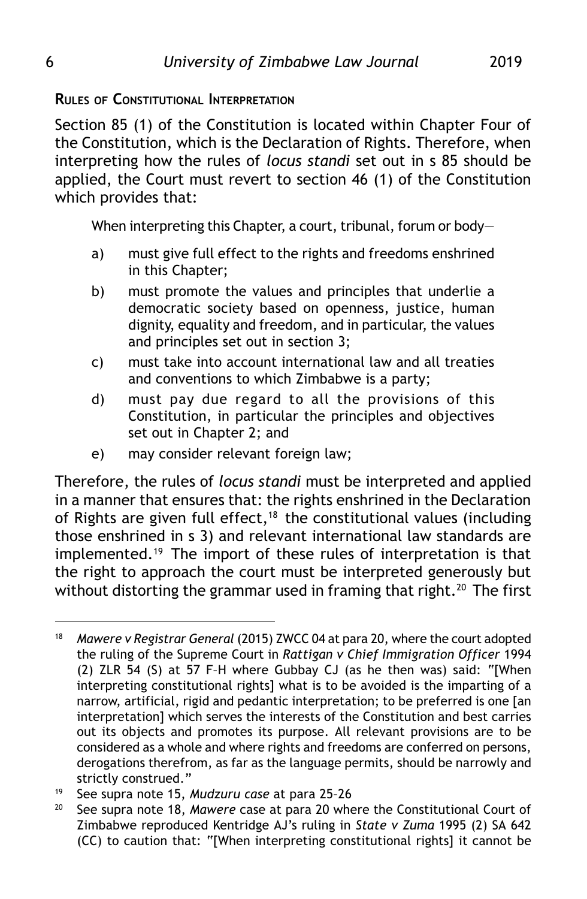## Rules of Constitutional Interpretation

Section 85 (1) of the Constitution is located within Chapter Four of the Constitution, which is the Declaration of Rights. Therefore, when interpreting how the rules of *locus standi* set out in s 85 should be applied, the Court must revert to section 46 (1) of the Constitution which provides that:

> When interpreting this Chapter, a court, tribunal, forum or body—
>
> a) must give full effect to the rights and freedoms enshrined in this Chapter;
>
> b) must promote the values and principles that underlie a democratic society based on openness, justice, human dignity, equality and freedom, and in particular, the values and principles set out in section 3;
>
> c) must take into account international law and all treaties and conventions to which Zimbabwe is a party;
>
> d) must pay due regard to all the provisions of this Constitution, in particular the principles and objectives set out in Chapter 2; and
>
> e) may consider relevant foreign law;

Therefore, the rules of *locus standi* must be interpreted and applied in a manner that ensures that: the rights enshrined in the Declaration of Rights are given full effect,[18] the constitutional values (including those enshrined in s 3) and relevant international law standards are implemented.[19] The import of these rules of interpretation is that the right to approach the court must be interpreted generously but without distorting the grammar used in framing that right.[20] The first

---

[18] *Mawere v Registrar General* (2015) ZWCC 04 at para 20, where the court adopted the ruling of the Supreme Court in *Rattigan v Chief Immigration Officer* 1994 (2) ZLR 54 (S) at 57 F–H where Gubbay CJ (as he then was) said: "[When interpreting constitutional rights] what is to be avoided is the imparting of a narrow, artificial, rigid and pedantic interpretation; to be preferred is one [an interpretation] which serves the interests of the Constitution and best carries out its objects and promotes its purpose. All relevant provisions are to be considered as a whole and where rights and freedoms are conferred on persons, derogations therefrom, as far as the language permits, should be narrowly and strictly construed."

[19] See supra note 15, *Mudzuru case* at para 25–26

[20] See supra note 18, *Mawere* case at para 20 where the Constitutional Court of Zimbabwe reproduced Kentridge AJ's ruling in *State v Zuma* 1995 (2) SA 642 (CC) to caution that: "[When interpreting constitutional rights] it cannot be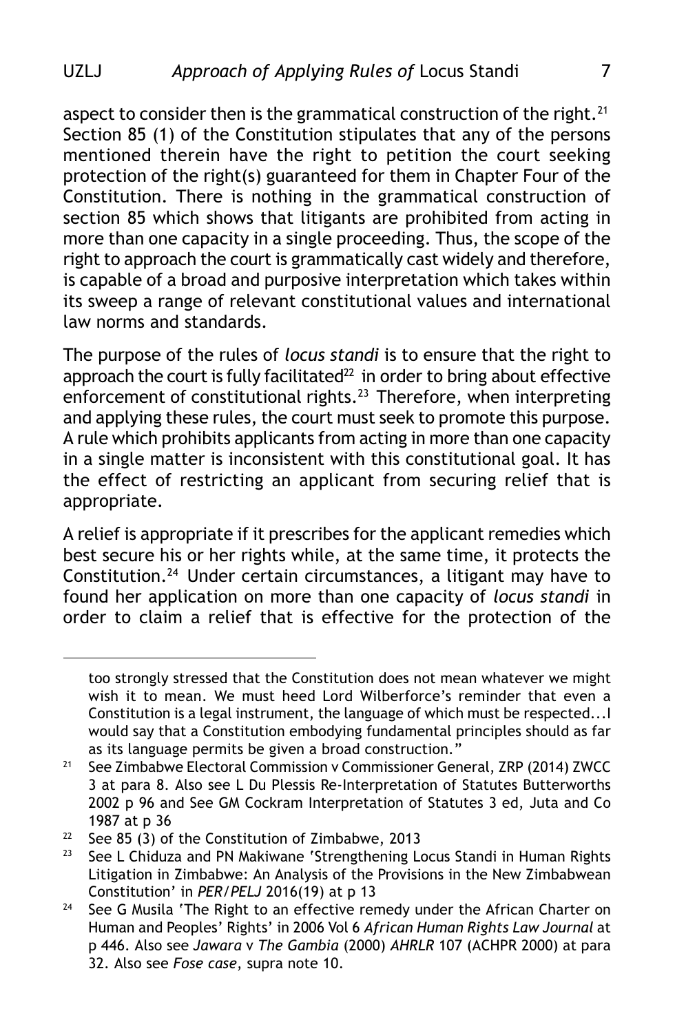aspect to consider then is the grammatical construction of the right.[21] Section 85 (1) of the Constitution stipulates that any of the persons mentioned therein have the right to petition the court seeking protection of the right(s) guaranteed for them in Chapter Four of the Constitution. There is nothing in the grammatical construction of section 85 which shows that litigants are prohibited from acting in more than one capacity in a single proceeding. Thus, the scope of the right to approach the court is grammatically cast widely and therefore, is capable of a broad and purposive interpretation which takes within its sweep a range of relevant constitutional values and international law norms and standards.

The purpose of the rules of *locus standi* is to ensure that the right to approach the court is fully facilitated[22] in order to bring about effective enforcement of constitutional rights.[23] Therefore, when interpreting and applying these rules, the court must seek to promote this purpose. A rule which prohibits applicants from acting in more than one capacity in a single matter is inconsistent with this constitutional goal. It has the effect of restricting an applicant from securing relief that is appropriate.

A relief is appropriate if it prescribes for the applicant remedies which best secure his or her rights while, at the same time, it protects the Constitution.[24] Under certain circumstances, a litigant may have to found her application on more than one capacity of *locus standi* in order to claim a relief that is effective for the protection of the

---

too strongly stressed that the Constitution does not mean whatever we might wish it to mean. We must heed Lord Wilberforce's reminder that even a Constitution is a legal instrument, the language of which must be respected...I would say that a Constitution embodying fundamental principles should as far as its language permits be given a broad construction."

[21] See Zimbabwe Electoral Commission v Commissioner General, ZRP (2014) ZWCC 3 at para 8. Also see L Du Plessis Re-Interpretation of Statutes Butterworths 2002 p 96 and See GM Cockram Interpretation of Statutes 3 ed, Juta and Co 1987 at p 36

[22] See 85 (3) of the Constitution of Zimbabwe, 2013

[23] See L Chiduza and PN Makiwane 'Strengthening Locus Standi in Human Rights Litigation in Zimbabwe: An Analysis of the Provisions in the New Zimbabwean Constitution' in *PER/PELJ* 2016(19) at p 13

[24] See G Musila 'The Right to an effective remedy under the African Charter on Human and Peoples' Rights' in 2006 Vol 6 *African Human Rights Law Journal* at p 446. Also see *Jawara* v *The Gambia* (2000) *AHRLR* 107 (ACHPR 2000) at para 32. Also see *Fose case*, supra note 10.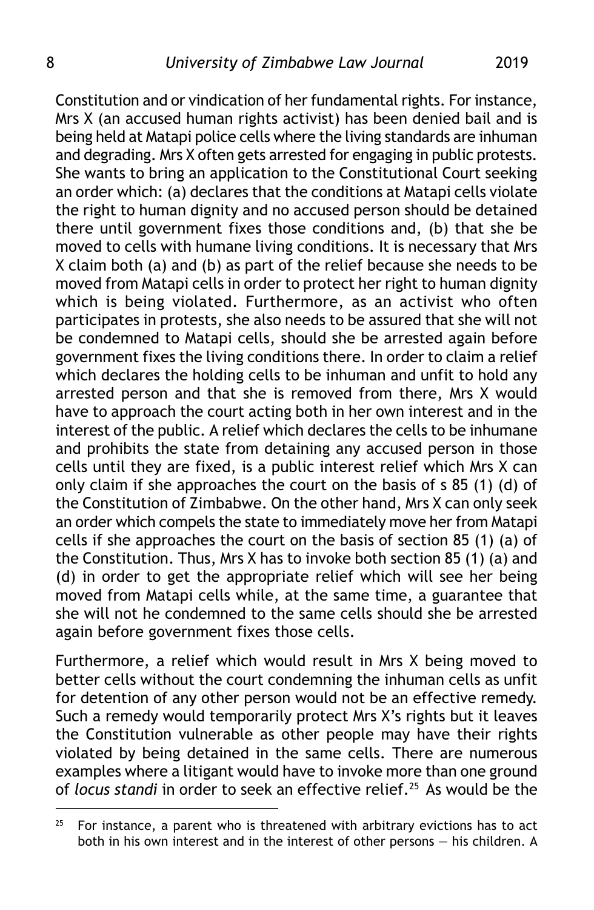Constitution and or vindication of her fundamental rights. For instance, Mrs X (an accused human rights activist) has been denied bail and is being held at Matapi police cells where the living standards are inhuman and degrading. Mrs X often gets arrested for engaging in public protests. She wants to bring an application to the Constitutional Court seeking an order which: (a) declares that the conditions at Matapi cells violate the right to human dignity and no accused person should be detained there until government fixes those conditions and, (b) that she be moved to cells with humane living conditions. It is necessary that Mrs X claim both (a) and (b) as part of the relief because she needs to be moved from Matapi cells in order to protect her right to human dignity which is being violated. Furthermore, as an activist who often participates in protests, she also needs to be assured that she will not be condemned to Matapi cells, should she be arrested again before government fixes the living conditions there. In order to claim a relief which declares the holding cells to be inhuman and unfit to hold any arrested person and that she is removed from there, Mrs X would have to approach the court acting both in her own interest and in the interest of the public. A relief which declares the cells to be inhumane and prohibits the state from detaining any accused person in those cells until they are fixed, is a public interest relief which Mrs X can only claim if she approaches the court on the basis of s 85 (1) (d) of the Constitution of Zimbabwe. On the other hand, Mrs X can only seek an order which compels the state to immediately move her from Matapi cells if she approaches the court on the basis of section 85 (1) (a) of the Constitution. Thus, Mrs X has to invoke both section 85 (1) (a) and (d) in order to get the appropriate relief which will see her being moved from Matapi cells while, at the same time, a guarantee that she will not he condemned to the same cells should she be arrested again before government fixes those cells.

Furthermore, a relief which would result in Mrs X being moved to better cells without the court condemning the inhuman cells as unfit for detention of any other person would not be an effective remedy. Such a remedy would temporarily protect Mrs X's rights but it leaves the Constitution vulnerable as other people may have their rights violated by being detained in the same cells. There are numerous examples where a litigant would have to invoke more than one ground of *locus standi* in order to seek an effective relief.[25] As would be the

---

[25] For instance, a parent who is threatened with arbitrary evictions has to act both in his own interest and in the interest of other persons — his children. A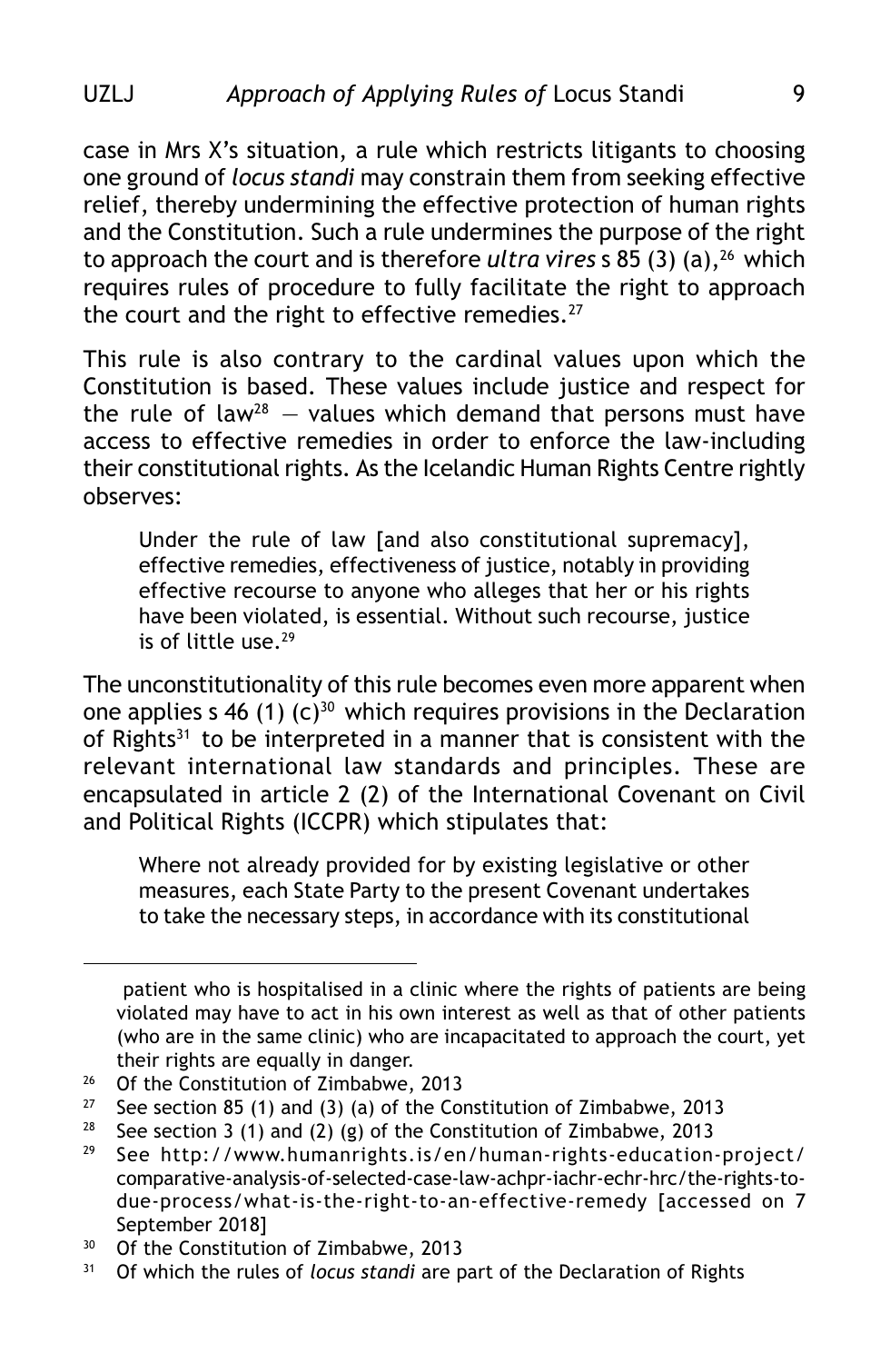case in Mrs X's situation, a rule which restricts litigants to choosing one ground of *locus standi* may constrain them from seeking effective relief, thereby undermining the effective protection of human rights and the Constitution. Such a rule undermines the purpose of the right to approach the court and is therefore *ultra vires* s 85 (3) (a),[26] which requires rules of procedure to fully facilitate the right to approach the court and the right to effective remedies.[27]

This rule is also contrary to the cardinal values upon which the Constitution is based. These values include justice and respect for the rule of law[28] — values which demand that persons must have access to effective remedies in order to enforce the law-including their constitutional rights. As the Icelandic Human Rights Centre rightly observes:

> Under the rule of law [and also constitutional supremacy], effective remedies, effectiveness of justice, notably in providing effective recourse to anyone who alleges that her or his rights have been violated, is essential. Without such recourse, justice is of little use.[29]

The unconstitutionality of this rule becomes even more apparent when one applies s 46 (1) (c)[30] which requires provisions in the Declaration of Rights[31] to be interpreted in a manner that is consistent with the relevant international law standards and principles. These are encapsulated in article 2 (2) of the International Covenant on Civil and Political Rights (ICCPR) which stipulates that:

> Where not already provided for by existing legislative or other measures, each State Party to the present Covenant undertakes to take the necessary steps, in accordance with its constitutional

---

patient who is hospitalised in a clinic where the rights of patients are being violated may have to act in his own interest as well as that of other patients (who are in the same clinic) who are incapacitated to approach the court, yet their rights are equally in danger.

[26] Of the Constitution of Zimbabwe, 2013

[27] See section 85 (1) and (3) (a) of the Constitution of Zimbabwe, 2013

[28] See section 3 (1) and (2) (g) of the Constitution of Zimbabwe, 2013

[29] See http://www.humanrights.is/en/human-rights-education-project/comparative-analysis-of-selected-case-law-achpr-iachr-echr-hrc/the-rights-to-due-process/what-is-the-right-to-an-effective-remedy [accessed on 7 September 2018]

[30] Of the Constitution of Zimbabwe, 2013

[31] Of which the rules of *locus standi* are part of the Declaration of Rights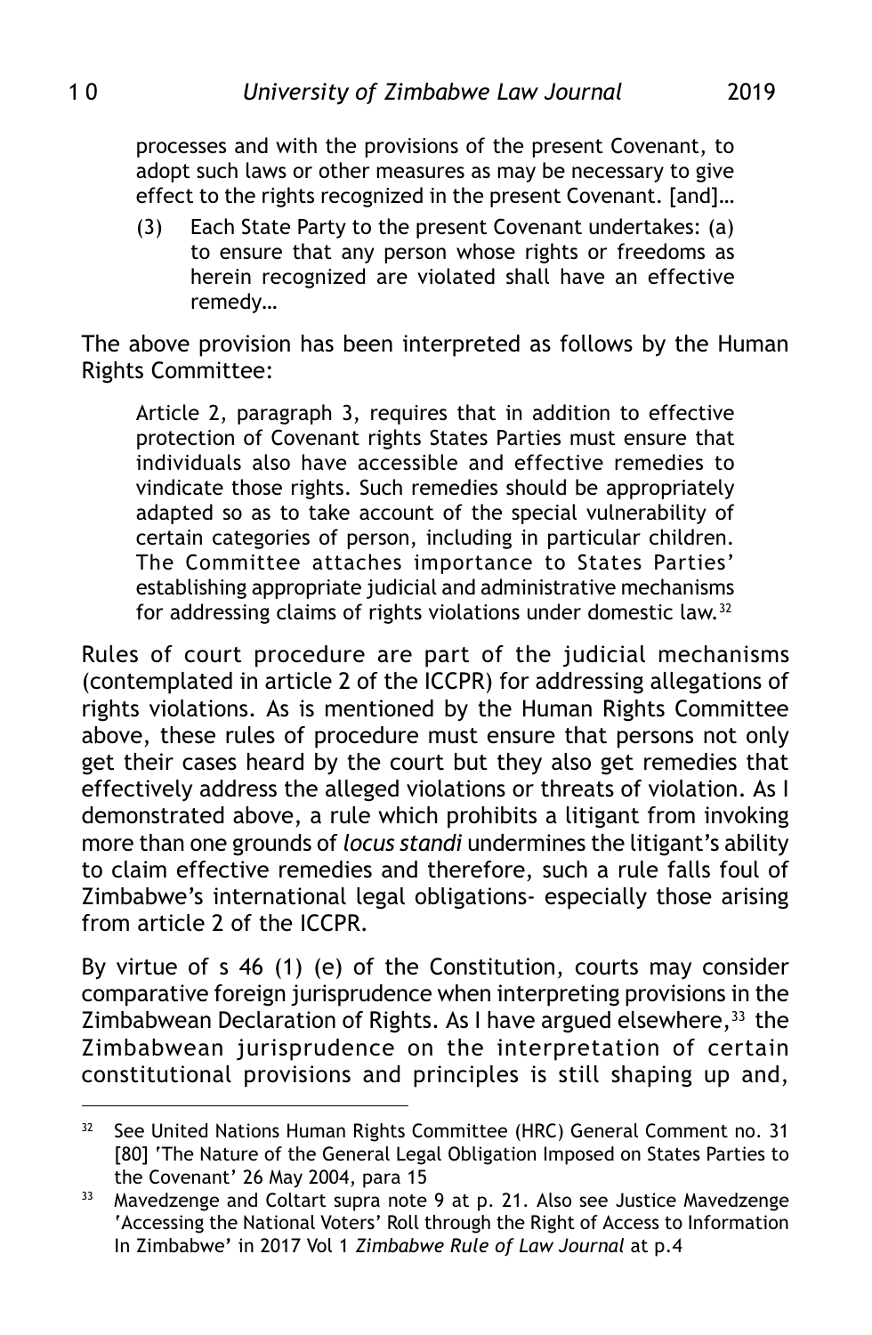> processes and with the provisions of the present Covenant, to adopt such laws or other measures as may be necessary to give effect to the rights recognized in the present Covenant. [and]…
>
> (3) Each State Party to the present Covenant undertakes: (a) to ensure that any person whose rights or freedoms as herein recognized are violated shall have an effective remedy…

The above provision has been interpreted as follows by the Human Rights Committee:

> Article 2, paragraph 3, requires that in addition to effective protection of Covenant rights States Parties must ensure that individuals also have accessible and effective remedies to vindicate those rights. Such remedies should be appropriately adapted so as to take account of the special vulnerability of certain categories of person, including in particular children. The Committee attaches importance to States Parties' establishing appropriate judicial and administrative mechanisms for addressing claims of rights violations under domestic law.[32]

Rules of court procedure are part of the judicial mechanisms (contemplated in article 2 of the ICCPR) for addressing allegations of rights violations. As is mentioned by the Human Rights Committee above, these rules of procedure must ensure that persons not only get their cases heard by the court but they also get remedies that effectively address the alleged violations or threats of violation. As I demonstrated above, a rule which prohibits a litigant from invoking more than one grounds of *locus standi* undermines the litigant's ability to claim effective remedies and therefore, such a rule falls foul of Zimbabwe's international legal obligations- especially those arising from article 2 of the ICCPR.

By virtue of s 46 (1) (e) of the Constitution, courts may consider comparative foreign jurisprudence when interpreting provisions in the Zimbabwean Declaration of Rights. As I have argued elsewhere,[33] the Zimbabwean jurisprudence on the interpretation of certain constitutional provisions and principles is still shaping up and,

---

[32] See United Nations Human Rights Committee (HRC) General Comment no. 31 [80] 'The Nature of the General Legal Obligation Imposed on States Parties to the Covenant' 26 May 2004, para 15

[33] Mavedzenge and Coltart supra note 9 at p. 21. Also see Justice Mavedzenge 'Accessing the National Voters' Roll through the Right of Access to Information In Zimbabwe' in 2017 Vol 1 *Zimbabwe Rule of Law Journal* at p.4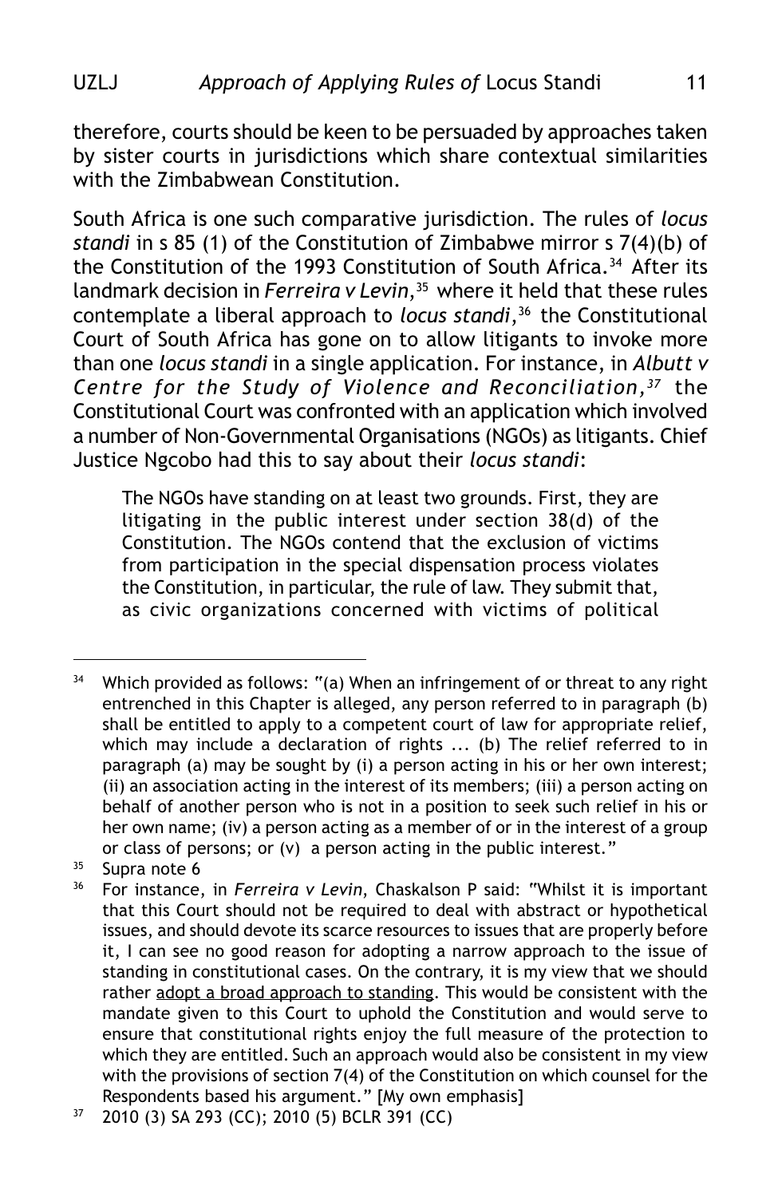therefore, courts should be keen to be persuaded by approaches taken by sister courts in jurisdictions which share contextual similarities with the Zimbabwean Constitution.

South Africa is one such comparative jurisdiction. The rules of *locus standi* in s 85 (1) of the Constitution of Zimbabwe mirror s 7(4)(b) of the Constitution of the 1993 Constitution of South Africa.[34] After its landmark decision in *Ferreira v Levin*,[35] where it held that these rules contemplate a liberal approach to *locus standi*,[36] the Constitutional Court of South Africa has gone on to allow litigants to invoke more than one *locus standi* in a single application. For instance, in *Albutt v Centre for the Study of Violence and Reconciliation*,[37] the Constitutional Court was confronted with an application which involved a number of Non-Governmental Organisations (NGOs) as litigants. Chief Justice Ngcobo had this to say about their *locus standi*:

> The NGOs have standing on at least two grounds. First, they are litigating in the public interest under section 38(d) of the Constitution. The NGOs contend that the exclusion of victims from participation in the special dispensation process violates the Constitution, in particular, the rule of law. They submit that, as civic organizations concerned with victims of political

---

[34] Which provided as follows: "(a) When an infringement of or threat to any right entrenched in this Chapter is alleged, any person referred to in paragraph (b) shall be entitled to apply to a competent court of law for appropriate relief, which may include a declaration of rights ... (b) The relief referred to in paragraph (a) may be sought by (i) a person acting in his or her own interest; (ii) an association acting in the interest of its members; (iii) a person acting on behalf of another person who is not in a position to seek such relief in his or her own name; (iv) a person acting as a member of or in the interest of a group or class of persons; or (v) a person acting in the public interest."

[35] Supra note 6

[36] For instance, in *Ferreira v Levin*, Chaskalson P said: "Whilst it is important that this Court should not be required to deal with abstract or hypothetical issues, and should devote its scarce resources to issues that are properly before it, I can see no good reason for adopting a narrow approach to the issue of standing in constitutional cases. On the contrary, it is my view that we should rather <u>adopt a broad approach to standing</u>. This would be consistent with the mandate given to this Court to uphold the Constitution and would serve to ensure that constitutional rights enjoy the full measure of the protection to which they are entitled. Such an approach would also be consistent in my view with the provisions of section 7(4) of the Constitution on which counsel for the Respondents based his argument." [My own emphasis]

[37] 2010 (3) SA 293 (CC); 2010 (5) BCLR 391 (CC)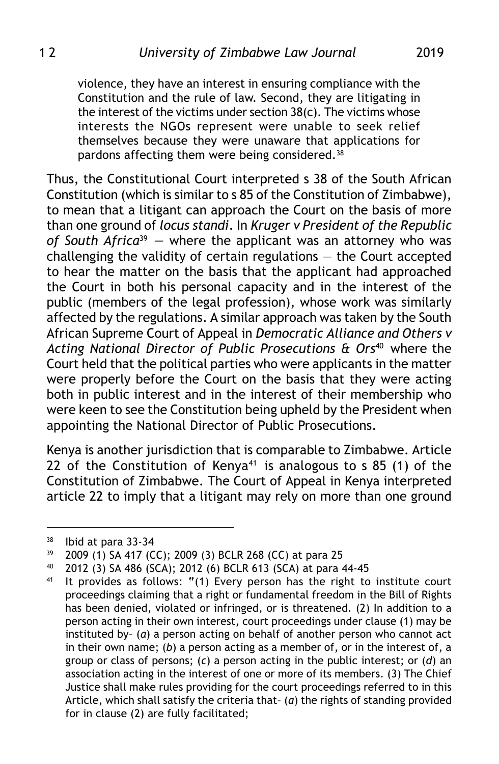> violence, they have an interest in ensuring compliance with the Constitution and the rule of law. Second, they are litigating in the interest of the victims under section 38(c). The victims whose interests the NGOs represent were unable to seek relief themselves because they were unaware that applications for pardons affecting them were being considered.[38]

Thus, the Constitutional Court interpreted s 38 of the South African Constitution (which is similar to s 85 of the Constitution of Zimbabwe), to mean that a litigant can approach the Court on the basis of more than one ground of *locus standi*. In *Kruger v President of the Republic of South Africa*[39] — where the applicant was an attorney who was challenging the validity of certain regulations — the Court accepted to hear the matter on the basis that the applicant had approached the Court in both his personal capacity and in the interest of the public (members of the legal profession), whose work was similarly affected by the regulations. A similar approach was taken by the South African Supreme Court of Appeal in *Democratic Alliance and Others v Acting National Director of Public Prosecutions & Ors*[40] where the Court held that the political parties who were applicants in the matter were properly before the Court on the basis that they were acting both in public interest and in the interest of their membership who were keen to see the Constitution being upheld by the President when appointing the National Director of Public Prosecutions.

Kenya is another jurisdiction that is comparable to Zimbabwe. Article 22 of the Constitution of Kenya[41] is analogous to s 85 (1) of the Constitution of Zimbabwe. The Court of Appeal in Kenya interpreted article 22 to imply that a litigant may rely on more than one ground

---

[38] Ibid at para 33-34

[39] 2009 (1) SA 417 (CC); 2009 (3) BCLR 268 (CC) at para 25

[40] 2012 (3) SA 486 (SCA); 2012 (6) BCLR 613 (SCA) at para 44-45

[41] It provides as follows: "(1) Every person has the right to institute court proceedings claiming that a right or fundamental freedom in the Bill of Rights has been denied, violated or infringed, or is threatened. (2) In addition to a person acting in their own interest, court proceedings under clause (1) may be instituted by– (*a*) a person acting on behalf of another person who cannot act in their own name; (*b*) a person acting as a member of, or in the interest of, a group or class of persons; (*c*) a person acting in the public interest; or (*d*) an association acting in the interest of one or more of its members. (3) The Chief Justice shall make rules providing for the court proceedings referred to in this Article, which shall satisfy the criteria that– (*a*) the rights of standing provided for in clause (2) are fully facilitated;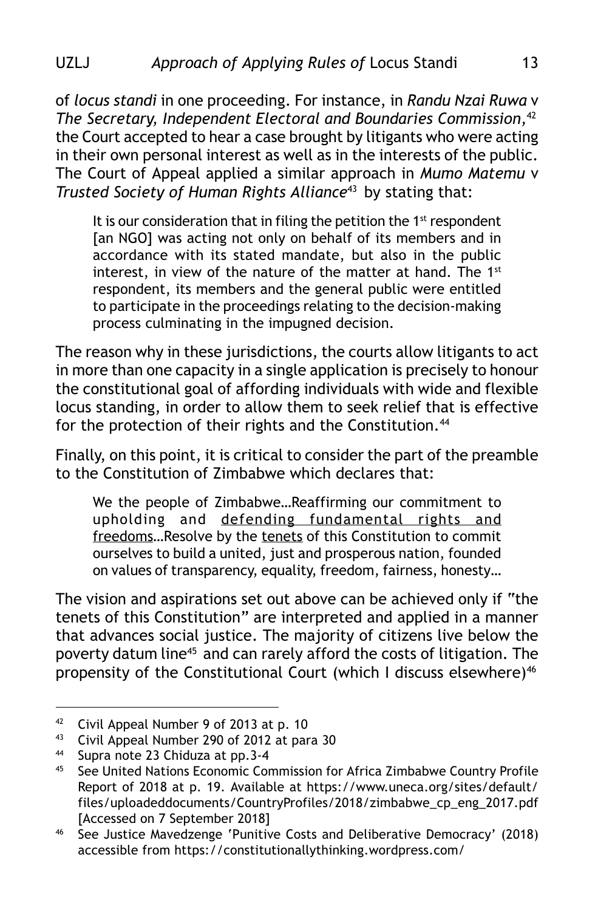of *locus standi* in one proceeding. For instance, in *Randu Nzai Ruwa* v *The Secretary, Independent Electoral and Boundaries Commission,*[42] the Court accepted to hear a case brought by litigants who were acting in their own personal interest as well as in the interests of the public. The Court of Appeal applied a similar approach in *Mumo Matemu* v *Trusted Society of Human Rights Alliance*[43] by stating that:

> It is our consideration that in filing the petition the 1st respondent [an NGO] was acting not only on behalf of its members and in accordance with its stated mandate, but also in the public interest, in view of the nature of the matter at hand. The 1st respondent, its members and the general public were entitled to participate in the proceedings relating to the decision-making process culminating in the impugned decision.

The reason why in these jurisdictions, the courts allow litigants to act in more than one capacity in a single application is precisely to honour the constitutional goal of affording individuals with wide and flexible locus standing, in order to allow them to seek relief that is effective for the protection of their rights and the Constitution.[44]

Finally, on this point, it is critical to consider the part of the preamble to the Constitution of Zimbabwe which declares that:

> We the people of Zimbabwe…Reaffirming our commitment to upholding and <u>defending fundamental rights and freedoms</u>…Resolve by the <u>tenets</u> of this Constitution to commit ourselves to build a united, just and prosperous nation, founded on values of transparency, equality, freedom, fairness, honesty…

The vision and aspirations set out above can be achieved only if "the tenets of this Constitution" are interpreted and applied in a manner that advances social justice. The majority of citizens live below the poverty datum line[45] and can rarely afford the costs of litigation. The propensity of the Constitutional Court (which I discuss elsewhere)[46]

---

[42] Civil Appeal Number 9 of 2013 at p. 10

[43] Civil Appeal Number 290 of 2012 at para 30

[44] Supra note 23 Chiduza at pp.3-4

[45] See United Nations Economic Commission for Africa Zimbabwe Country Profile Report of 2018 at p. 19. Available at https://www.uneca.org/sites/default/files/uploadeddocuments/CountryProfiles/2018/zimbabwe_cp_eng_2017.pdf [Accessed on 7 September 2018]

[46] See Justice Mavedzenge 'Punitive Costs and Deliberative Democracy' (2018) accessible from https://constitutionallythinking.wordpress.com/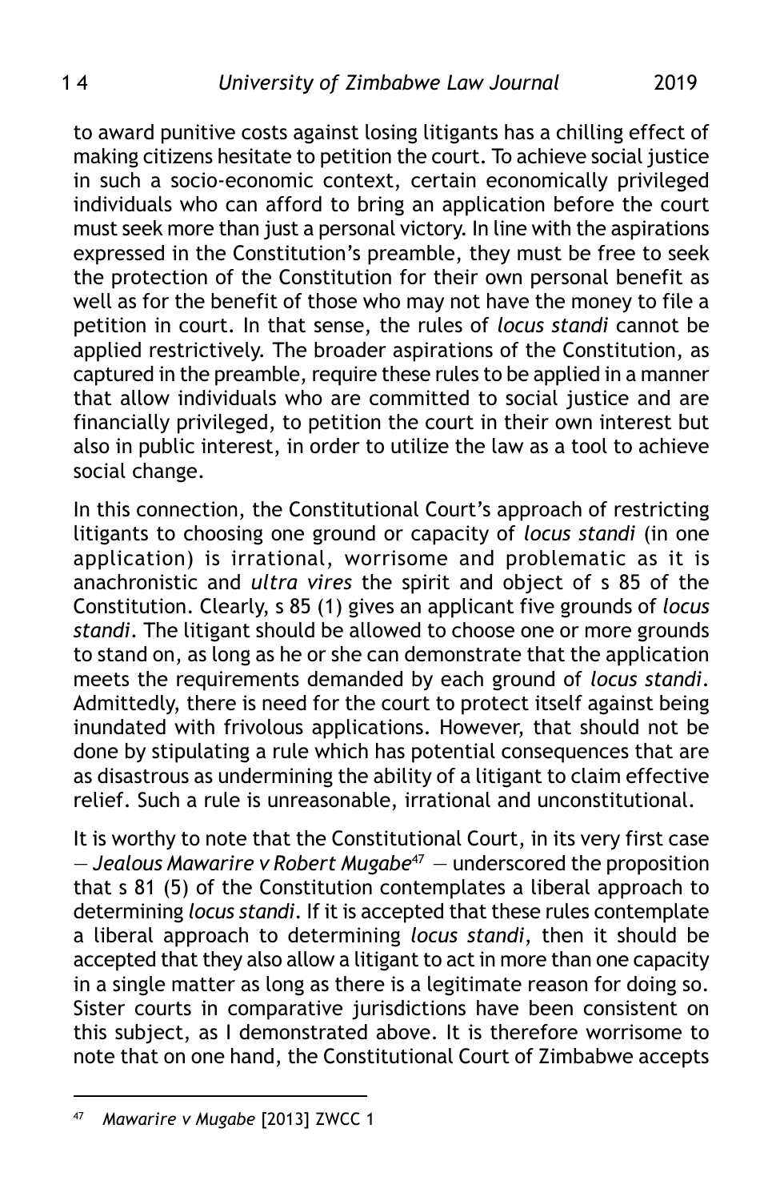to award punitive costs against losing litigants has a chilling effect of making citizens hesitate to petition the court. To achieve social justice in such a socio-economic context, certain economically privileged individuals who can afford to bring an application before the court must seek more than just a personal victory. In line with the aspirations expressed in the Constitution's preamble, they must be free to seek the protection of the Constitution for their own personal benefit as well as for the benefit of those who may not have the money to file a petition in court. In that sense, the rules of *locus standi* cannot be applied restrictively. The broader aspirations of the Constitution, as captured in the preamble, require these rules to be applied in a manner that allow individuals who are committed to social justice and are financially privileged, to petition the court in their own interest but also in public interest, in order to utilize the law as a tool to achieve social change.

In this connection, the Constitutional Court's approach of restricting litigants to choosing one ground or capacity of *locus standi* (in one application) is irrational, worrisome and problematic as it is anachronistic and *ultra vires* the spirit and object of s 85 of the Constitution. Clearly, s 85 (1) gives an applicant five grounds of *locus standi*. The litigant should be allowed to choose one or more grounds to stand on, as long as he or she can demonstrate that the application meets the requirements demanded by each ground of *locus standi*. Admittedly, there is need for the court to protect itself against being inundated with frivolous applications. However, that should not be done by stipulating a rule which has potential consequences that are as disastrous as undermining the ability of a litigant to claim effective relief. Such a rule is unreasonable, irrational and unconstitutional.

It is worthy to note that the Constitutional Court, in its very first case — *Jealous Mawarire v Robert Mugabe*[47] — underscored the proposition that s 81 (5) of the Constitution contemplates a liberal approach to determining *locus standi*. If it is accepted that these rules contemplate a liberal approach to determining *locus standi*, then it should be accepted that they also allow a litigant to act in more than one capacity in a single matter as long as there is a legitimate reason for doing so. Sister courts in comparative jurisdictions have been consistent on this subject, as I demonstrated above. It is therefore worrisome to note that on one hand, the Constitutional Court of Zimbabwe accepts

---

[47] *Mawarire v Mugabe* [2013] ZWCC 1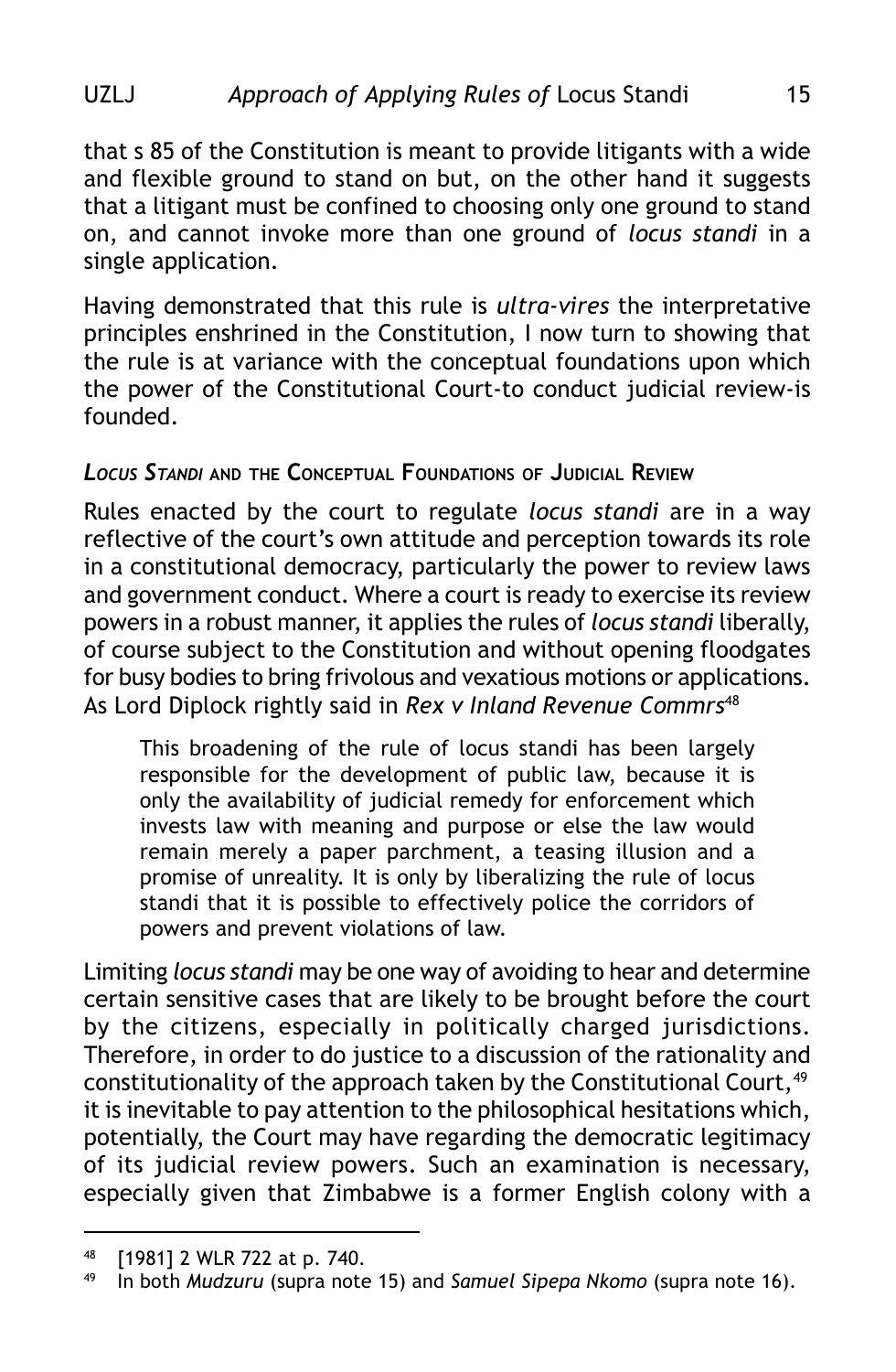that s 85 of the Constitution is meant to provide litigants with a wide and flexible ground to stand on but, on the other hand it suggests that a litigant must be confined to choosing only one ground to stand on, and cannot invoke more than one ground of *locus standi* in a single application.

Having demonstrated that this rule is *ultra-vires* the interpretative principles enshrined in the Constitution, I now turn to showing that the rule is at variance with the conceptual foundations upon which the power of the Constitutional Court-to conduct judicial review-is founded.

### *Locus Standi* and the Conceptual Foundations of Judicial Review

Rules enacted by the court to regulate *locus standi* are in a way reflective of the court's own attitude and perception towards its role in a constitutional democracy, particularly the power to review laws and government conduct. Where a court is ready to exercise its review powers in a robust manner, it applies the rules of *locus standi* liberally, of course subject to the Constitution and without opening floodgates for busy bodies to bring frivolous and vexatious motions or applications. As Lord Diplock rightly said in *Rex v Inland Revenue Commrs*[48]

> This broadening of the rule of locus standi has been largely responsible for the development of public law, because it is only the availability of judicial remedy for enforcement which invests law with meaning and purpose or else the law would remain merely a paper parchment, a teasing illusion and a promise of unreality. It is only by liberalizing the rule of locus standi that it is possible to effectively police the corridors of powers and prevent violations of law.

Limiting *locus standi* may be one way of avoiding to hear and determine certain sensitive cases that are likely to be brought before the court by the citizens, especially in politically charged jurisdictions. Therefore, in order to do justice to a discussion of the rationality and constitutionality of the approach taken by the Constitutional Court,[49] it is inevitable to pay attention to the philosophical hesitations which, potentially, the Court may have regarding the democratic legitimacy of its judicial review powers. Such an examination is necessary, especially given that Zimbabwe is a former English colony with a

---

[48] [1981] 2 WLR 722 at p. 740.

[49] In both *Mudzuru* (supra note 15) and *Samuel Sipepa Nkomo* (supra note 16).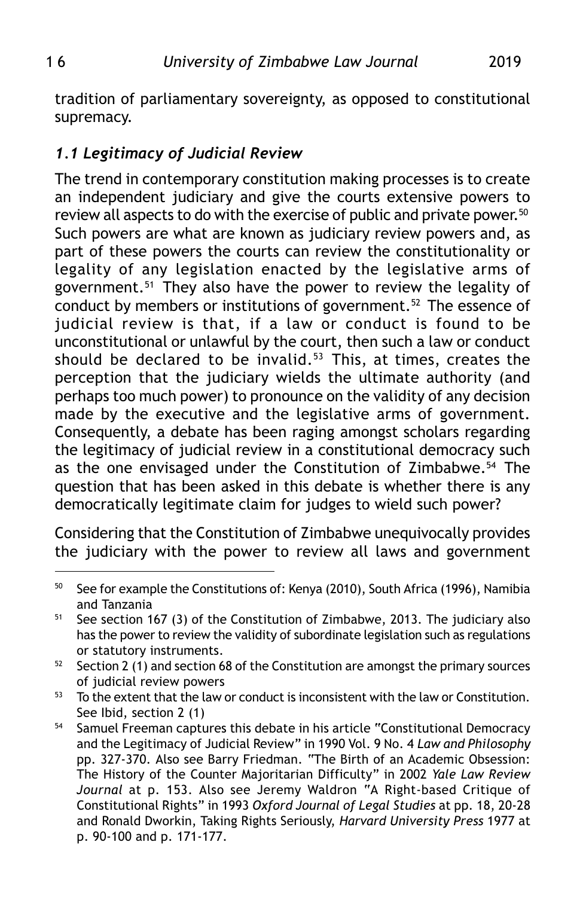tradition of parliamentary sovereignty, as opposed to constitutional supremacy.

### *1.1 Legitimacy of Judicial Review*

The trend in contemporary constitution making processes is to create an independent judiciary and give the courts extensive powers to review all aspects to do with the exercise of public and private power.[50] Such powers are what are known as judiciary review powers and, as part of these powers the courts can review the constitutionality or legality of any legislation enacted by the legislative arms of government.[51] They also have the power to review the legality of conduct by members or institutions of government.[52] The essence of judicial review is that, if a law or conduct is found to be unconstitutional or unlawful by the court, then such a law or conduct should be declared to be invalid.[53] This, at times, creates the perception that the judiciary wields the ultimate authority (and perhaps too much power) to pronounce on the validity of any decision made by the executive and the legislative arms of government. Consequently, a debate has been raging amongst scholars regarding the legitimacy of judicial review in a constitutional democracy such as the one envisaged under the Constitution of Zimbabwe.[54] The question that has been asked in this debate is whether there is any democratically legitimate claim for judges to wield such power?

Considering that the Constitution of Zimbabwe unequivocally provides the judiciary with the power to review all laws and government

---

[50] See for example the Constitutions of: Kenya (2010), South Africa (1996), Namibia and Tanzania

[51] See section 167 (3) of the Constitution of Zimbabwe, 2013. The judiciary also has the power to review the validity of subordinate legislation such as regulations or statutory instruments.

[52] Section 2 (1) and section 68 of the Constitution are amongst the primary sources of judicial review powers

[53] To the extent that the law or conduct is inconsistent with the law or Constitution. See Ibid, section 2 (1)

[54] Samuel Freeman captures this debate in his article "Constitutional Democracy and the Legitimacy of Judicial Review" in 1990 Vol. 9 No. 4 *Law and Philosophy* pp. 327-370. Also see Barry Friedman. "The Birth of an Academic Obsession: The History of the Counter Majoritarian Difficulty" in 2002 *Yale Law Review Journal* at p. 153. Also see Jeremy Waldron "A Right-based Critique of Constitutional Rights" in 1993 *Oxford Journal of Legal Studies* at pp. 18, 20-28 and Ronald Dworkin, Taking Rights Seriously, *Harvard University Press* 1977 at p. 90-100 and p. 171-177.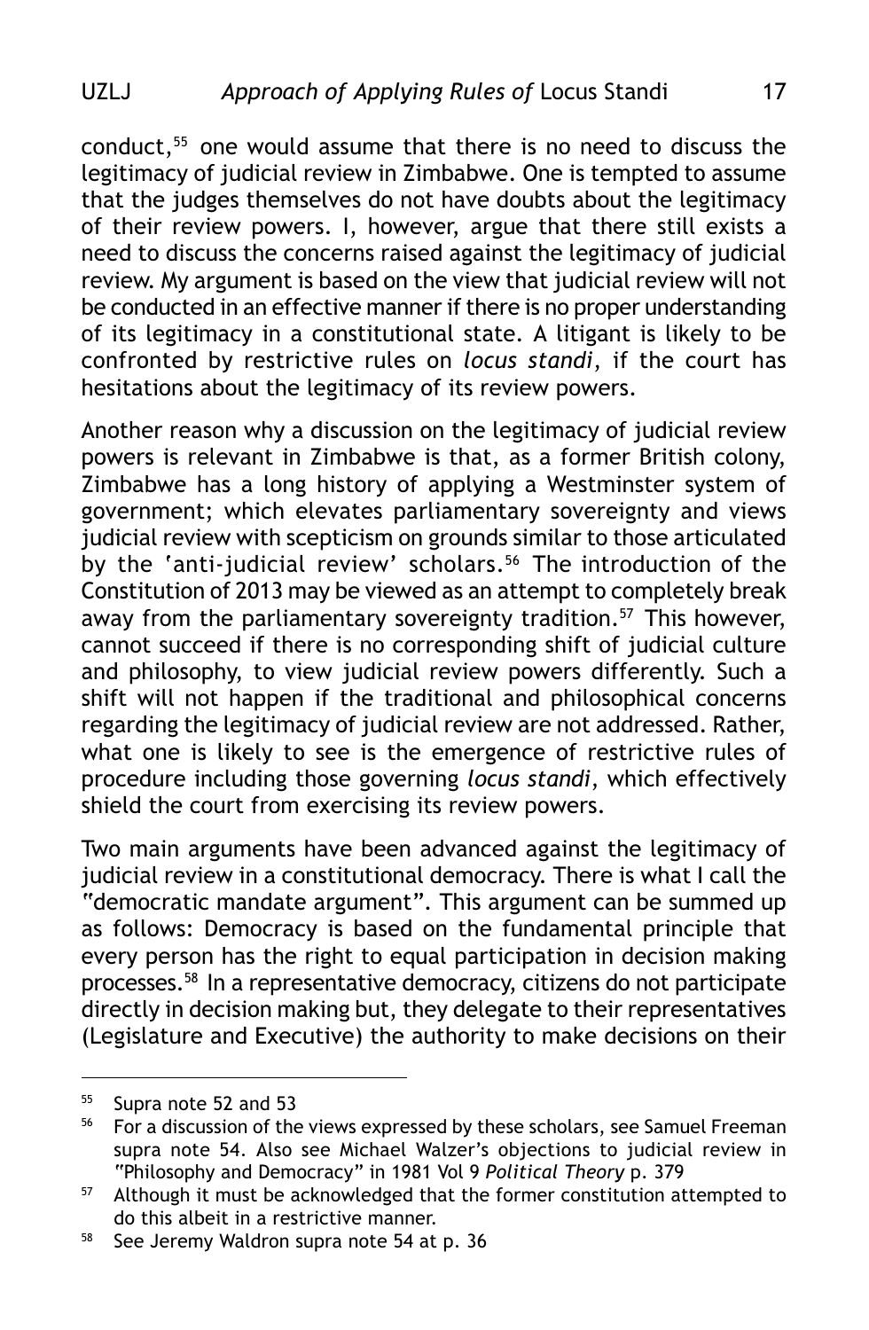conduct,[55] one would assume that there is no need to discuss the legitimacy of judicial review in Zimbabwe. One is tempted to assume that the judges themselves do not have doubts about the legitimacy of their review powers. I, however, argue that there still exists a need to discuss the concerns raised against the legitimacy of judicial review. My argument is based on the view that judicial review will not be conducted in an effective manner if there is no proper understanding of its legitimacy in a constitutional state. A litigant is likely to be confronted by restrictive rules on *locus standi*, if the court has hesitations about the legitimacy of its review powers.

Another reason why a discussion on the legitimacy of judicial review powers is relevant in Zimbabwe is that, as a former British colony, Zimbabwe has a long history of applying a Westminster system of government; which elevates parliamentary sovereignty and views judicial review with scepticism on grounds similar to those articulated by the 'anti-judicial review' scholars.[56] The introduction of the Constitution of 2013 may be viewed as an attempt to completely break away from the parliamentary sovereignty tradition.[57] This however, cannot succeed if there is no corresponding shift of judicial culture and philosophy, to view judicial review powers differently. Such a shift will not happen if the traditional and philosophical concerns regarding the legitimacy of judicial review are not addressed. Rather, what one is likely to see is the emergence of restrictive rules of procedure including those governing *locus standi*, which effectively shield the court from exercising its review powers.

Two main arguments have been advanced against the legitimacy of judicial review in a constitutional democracy. There is what I call the "democratic mandate argument". This argument can be summed up as follows: Democracy is based on the fundamental principle that every person has the right to equal participation in decision making processes.[58] In a representative democracy, citizens do not participate directly in decision making but, they delegate to their representatives (Legislature and Executive) the authority to make decisions on their

---

[55] Supra note 52 and 53

[56] For a discussion of the views expressed by these scholars, see Samuel Freeman supra note 54. Also see Michael Walzer's objections to judicial review in "Philosophy and Democracy" in 1981 Vol 9 *Political Theory* p. 379

[57] Although it must be acknowledged that the former constitution attempted to do this albeit in a restrictive manner.

[58] See Jeremy Waldron supra note 54 at p. 36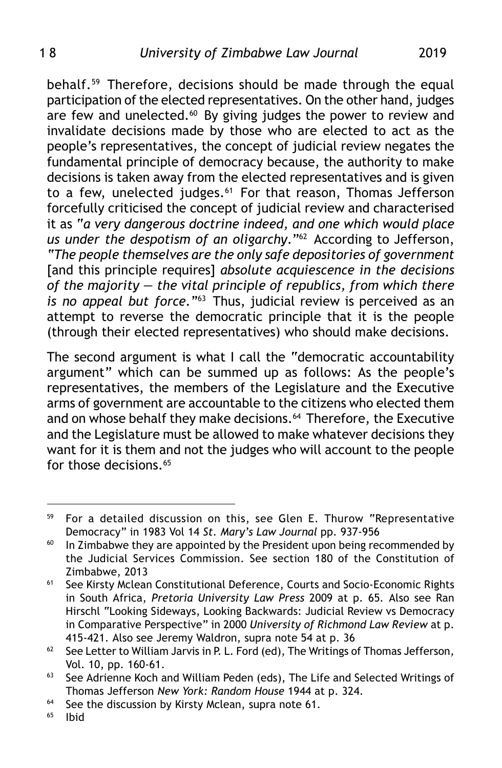behalf.[59] Therefore, decisions should be made through the equal participation of the elected representatives. On the other hand, judges are few and unelected.[60] By giving judges the power to review and invalidate decisions made by those who are elected to act as the people's representatives, the concept of judicial review negates the fundamental principle of democracy because, the authority to make decisions is taken away from the elected representatives and is given to a few, unelected judges.[61] For that reason, Thomas Jefferson forcefully criticised the concept of judicial review and characterised it as *"a very dangerous doctrine indeed, and one which would place us under the despotism of an oligarchy."*[62] According to Jefferson, *"The people themselves are the only safe depositories of government* [and this principle requires] *absolute acquiescence in the decisions of the majority — the vital principle of republics, from which there is no appeal but force."*[63] Thus, judicial review is perceived as an attempt to reverse the democratic principle that it is the people (through their elected representatives) who should make decisions.

The second argument is what I call the "democratic accountability argument" which can be summed up as follows: As the people's representatives, the members of the Legislature and the Executive arms of government are accountable to the citizens who elected them and on whose behalf they make decisions.[64] Therefore, the Executive and the Legislature must be allowed to make whatever decisions they want for it is them and not the judges who will account to the people for those decisions.[65]

---

[59] For a detailed discussion on this, see Glen E. Thurow "Representative Democracy" in 1983 Vol 14 *St. Mary's Law Journal* pp. 937-956

[60] In Zimbabwe they are appointed by the President upon being recommended by the Judicial Services Commission. See section 180 of the Constitution of Zimbabwe, 2013

[61] See Kirsty Mclean Constitutional Deference, Courts and Socio-Economic Rights in South Africa, *Pretoria University Law Press* 2009 at p. 65. Also see Ran Hirschl "Looking Sideways, Looking Backwards: Judicial Review vs Democracy in Comparative Perspective" in 2000 *University of Richmond Law Review* at p. 415-421. Also see Jeremy Waldron, supra note 54 at p. 36

[62] See Letter to William Jarvis in P. L. Ford (ed), The Writings of Thomas Jefferson, Vol. 10, pp. 160-61.

[63] See Adrienne Koch and William Peden (eds), The Life and Selected Writings of Thomas Jefferson *New York: Random House* 1944 at p. 324.

[64] See the discussion by Kirsty Mclean, supra note 61.

[65] Ibid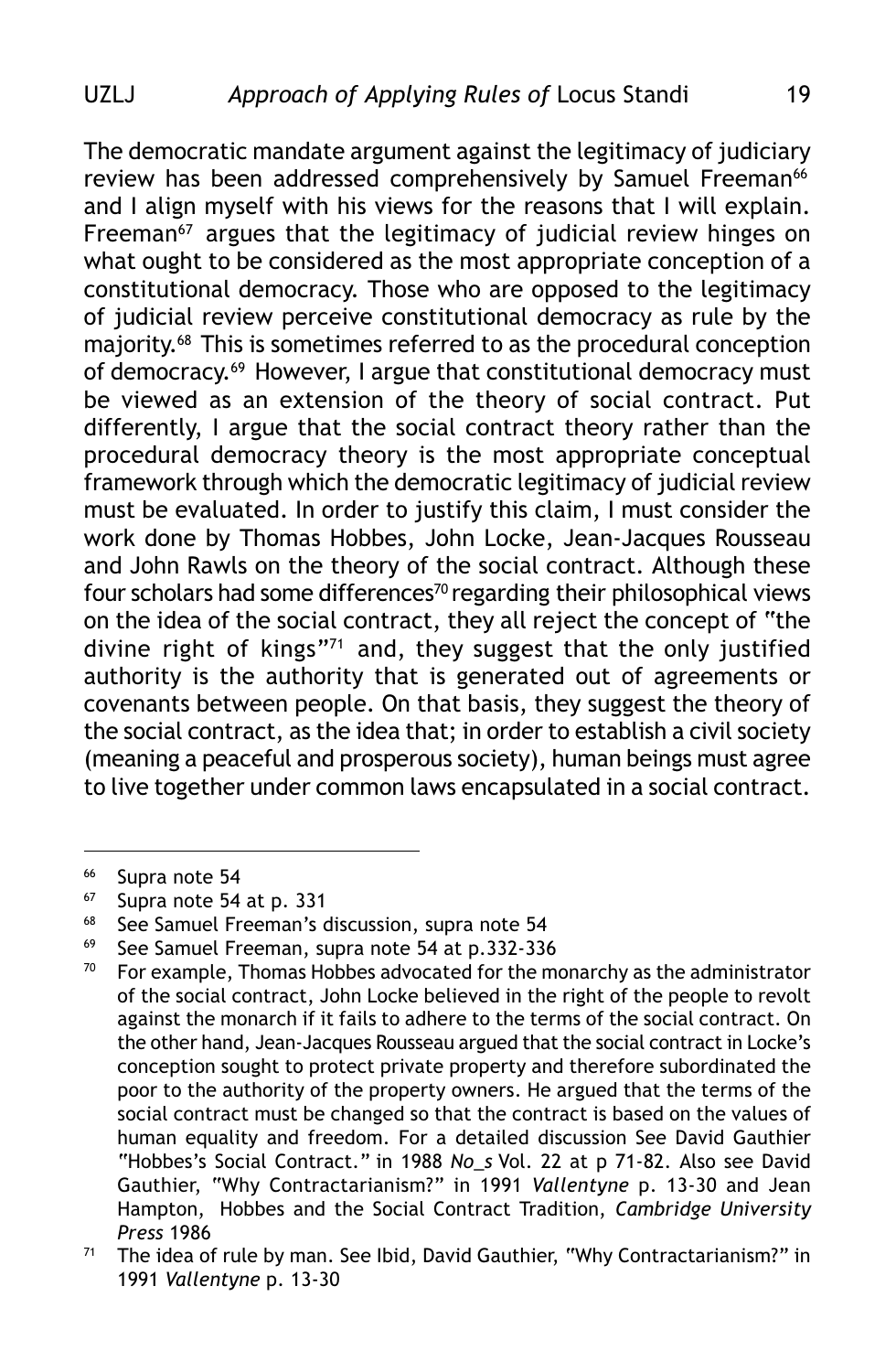The democratic mandate argument against the legitimacy of judiciary review has been addressed comprehensively by Samuel Freeman[66] and I align myself with his views for the reasons that I will explain. Freeman[67] argues that the legitimacy of judicial review hinges on what ought to be considered as the most appropriate conception of a constitutional democracy. Those who are opposed to the legitimacy of judicial review perceive constitutional democracy as rule by the majority.[68] This is sometimes referred to as the procedural conception of democracy.[69] However, I argue that constitutional democracy must be viewed as an extension of the theory of social contract. Put differently, I argue that the social contract theory rather than the procedural democracy theory is the most appropriate conceptual framework through which the democratic legitimacy of judicial review must be evaluated. In order to justify this claim, I must consider the work done by Thomas Hobbes, John Locke, Jean-Jacques Rousseau and John Rawls on the theory of the social contract. Although these four scholars had some differences[70] regarding their philosophical views on the idea of the social contract, they all reject the concept of "the divine right of kings"[71] and, they suggest that the only justified authority is the authority that is generated out of agreements or covenants between people. On that basis, they suggest the theory of the social contract, as the idea that; in order to establish a civil society (meaning a peaceful and prosperous society), human beings must agree to live together under common laws encapsulated in a social contract.

---

[66] Supra note 54

[67] Supra note 54 at p. 331

[68] See Samuel Freeman's discussion, supra note 54

[69] See Samuel Freeman, supra note 54 at p.332-336

[70] For example, Thomas Hobbes advocated for the monarchy as the administrator of the social contract, John Locke believed in the right of the people to revolt against the monarch if it fails to adhere to the terms of the social contract. On the other hand, Jean-Jacques Rousseau argued that the social contract in Locke's conception sought to protect private property and therefore subordinated the poor to the authority of the property owners. He argued that the terms of the social contract must be changed so that the contract is based on the values of human equality and freedom. For a detailed discussion See David Gauthier "Hobbes's Social Contract." in 1988 *No_s* Vol. 22 at p 71-82. Also see David Gauthier, "Why Contractarianism?" in 1991 *Vallentyne* p. 13-30 and Jean Hampton, Hobbes and the Social Contract Tradition, *Cambridge University Press* 1986

[71] The idea of rule by man. See Ibid, David Gauthier, "Why Contractarianism?" in 1991 *Vallentyne* p. 13-30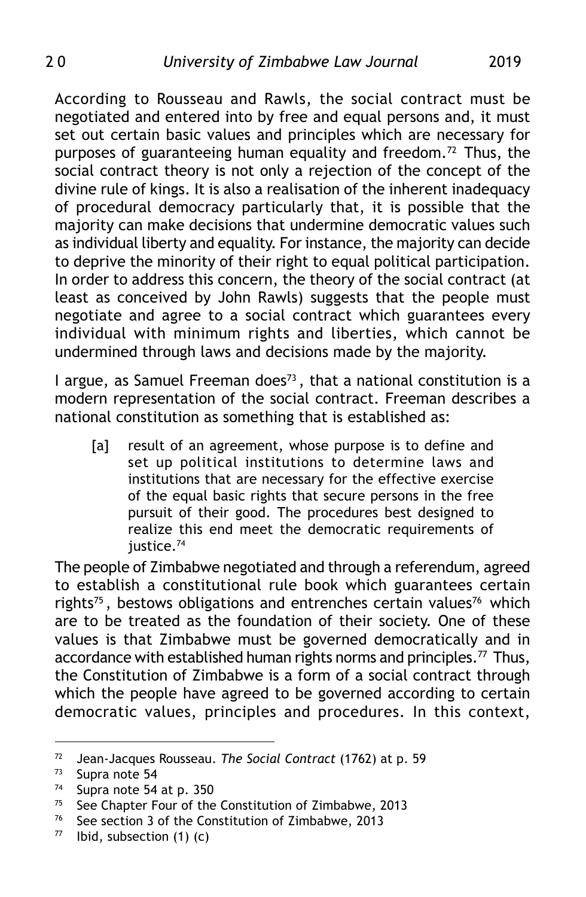According to Rousseau and Rawls, the social contract must be negotiated and entered into by free and equal persons and, it must set out certain basic values and principles which are necessary for purposes of guaranteeing human equality and freedom.[72] Thus, the social contract theory is not only a rejection of the concept of the divine rule of kings. It is also a realisation of the inherent inadequacy of procedural democracy particularly that, it is possible that the majority can make decisions that undermine democratic values such as individual liberty and equality. For instance, the majority can decide to deprive the minority of their right to equal political participation. In order to address this concern, the theory of the social contract (at least as conceived by John Rawls) suggests that the people must negotiate and agree to a social contract which guarantees every individual with minimum rights and liberties, which cannot be undermined through laws and decisions made by the majority.

I argue, as Samuel Freeman does[73], that a national constitution is a modern representation of the social contract. Freeman describes a national constitution as something that is established as:

> [a] result of an agreement, whose purpose is to define and set up political institutions to determine laws and institutions that are necessary for the effective exercise of the equal basic rights that secure persons in the free pursuit of their good. The procedures best designed to realize this end meet the democratic requirements of justice.[74]

The people of Zimbabwe negotiated and through a referendum, agreed to establish a constitutional rule book which guarantees certain rights[75], bestows obligations and entrenches certain values[76] which are to be treated as the foundation of their society. One of these values is that Zimbabwe must be governed democratically and in accordance with established human rights norms and principles.[77] Thus, the Constitution of Zimbabwe is a form of a social contract through which the people have agreed to be governed according to certain democratic values, principles and procedures. In this context,

---

[72] Jean-Jacques Rousseau. *The Social Contract* (1762) at p. 59

[73] Supra note 54

[74] Supra note 54 at p. 350

[75] See Chapter Four of the Constitution of Zimbabwe, 2013

[76] See section 3 of the Constitution of Zimbabwe, 2013

[77] Ibid, subsection (1) (c)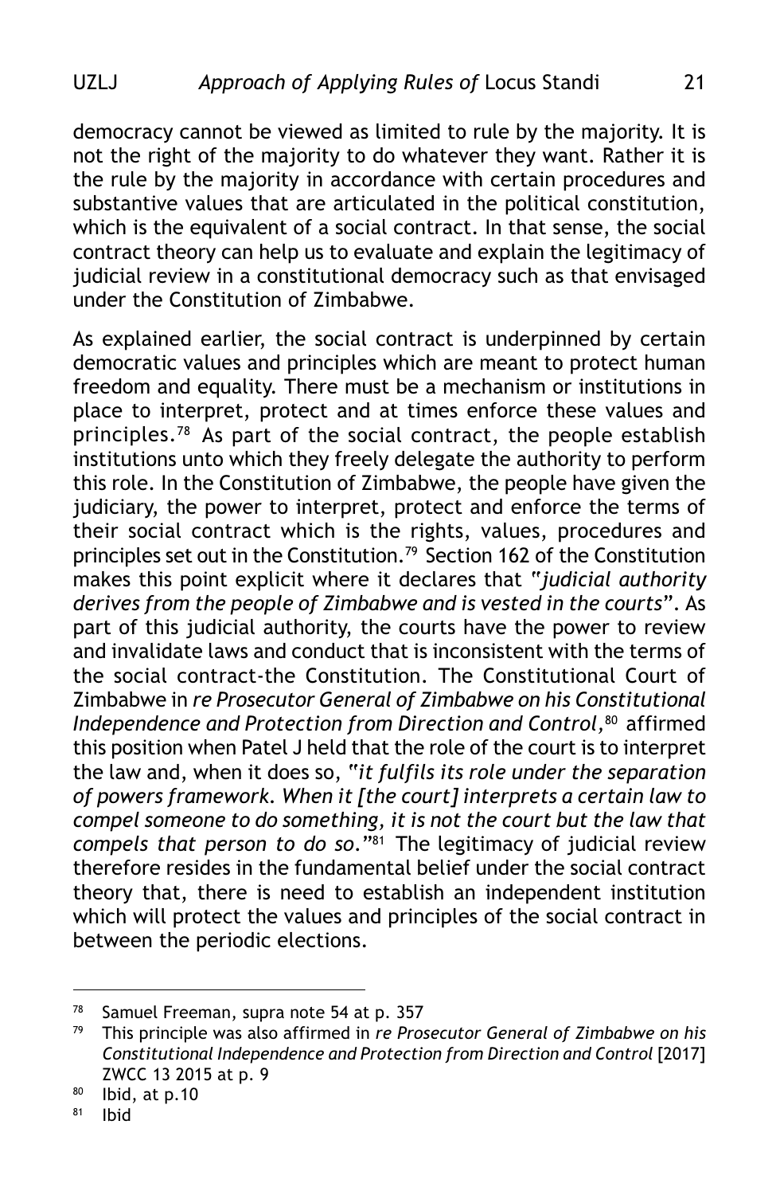democracy cannot be viewed as limited to rule by the majority. It is not the right of the majority to do whatever they want. Rather it is the rule by the majority in accordance with certain procedures and substantive values that are articulated in the political constitution, which is the equivalent of a social contract. In that sense, the social contract theory can help us to evaluate and explain the legitimacy of judicial review in a constitutional democracy such as that envisaged under the Constitution of Zimbabwe.

As explained earlier, the social contract is underpinned by certain democratic values and principles which are meant to protect human freedom and equality. There must be a mechanism or institutions in place to interpret, protect and at times enforce these values and principles.[78] As part of the social contract, the people establish institutions unto which they freely delegate the authority to perform this role. In the Constitution of Zimbabwe, the people have given the judiciary, the power to interpret, protect and enforce the terms of their social contract which is the rights, values, procedures and principles set out in the Constitution.[79] Section 162 of the Constitution makes this point explicit where it declares that "*judicial authority derives from the people of Zimbabwe and is vested in the courts*". As part of this judicial authority, the courts have the power to review and invalidate laws and conduct that is inconsistent with the terms of the social contract-the Constitution. The Constitutional Court of Zimbabwe in *re Prosecutor General of Zimbabwe on his Constitutional Independence and Protection from Direction and Control,*[80] affirmed this position when Patel J held that the role of the court is to interpret the law and, when it does so, "*it fulfils its role under the separation of powers framework. When it [the court] interprets a certain law to compel someone to do something, it is not the court but the law that compels that person to do so.*"[81] The legitimacy of judicial review therefore resides in the fundamental belief under the social contract theory that, there is need to establish an independent institution which will protect the values and principles of the social contract in between the periodic elections.

---

[78] Samuel Freeman, supra note 54 at p. 357

[79] This principle was also affirmed in *re Prosecutor General of Zimbabwe on his Constitutional Independence and Protection from Direction and Control* [2017] ZWCC 13 2015 at p. 9

[80] Ibid, at p.10

[81] Ibid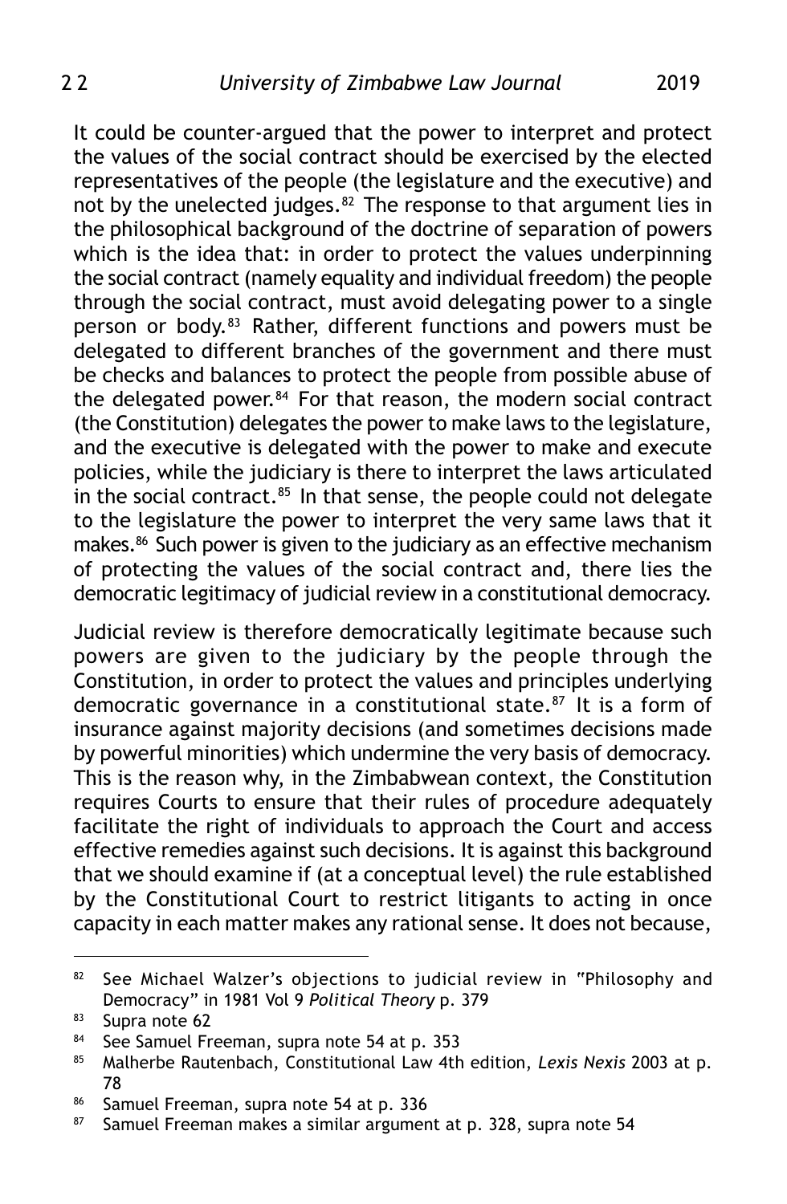It could be counter-argued that the power to interpret and protect the values of the social contract should be exercised by the elected representatives of the people (the legislature and the executive) and not by the unelected judges.[82] The response to that argument lies in the philosophical background of the doctrine of separation of powers which is the idea that: in order to protect the values underpinning the social contract (namely equality and individual freedom) the people through the social contract, must avoid delegating power to a single person or body.[83] Rather, different functions and powers must be delegated to different branches of the government and there must be checks and balances to protect the people from possible abuse of the delegated power.[84] For that reason, the modern social contract (the Constitution) delegates the power to make laws to the legislature, and the executive is delegated with the power to make and execute policies, while the judiciary is there to interpret the laws articulated in the social contract.[85] In that sense, the people could not delegate to the legislature the power to interpret the very same laws that it makes.[86] Such power is given to the judiciary as an effective mechanism of protecting the values of the social contract and, there lies the democratic legitimacy of judicial review in a constitutional democracy.

Judicial review is therefore democratically legitimate because such powers are given to the judiciary by the people through the Constitution, in order to protect the values and principles underlying democratic governance in a constitutional state.[87] It is a form of insurance against majority decisions (and sometimes decisions made by powerful minorities) which undermine the very basis of democracy. This is the reason why, in the Zimbabwean context, the Constitution requires Courts to ensure that their rules of procedure adequately facilitate the right of individuals to approach the Court and access effective remedies against such decisions. It is against this background that we should examine if (at a conceptual level) the rule established by the Constitutional Court to restrict litigants to acting in once capacity in each matter makes any rational sense. It does not because,

---

[82] See Michael Walzer's objections to judicial review in "Philosophy and Democracy" in 1981 Vol 9 *Political Theory* p. 379

[83] Supra note 62

[84] See Samuel Freeman, supra note 54 at p. 353

[85] Malherbe Rautenbach, Constitutional Law 4th edition, *Lexis Nexis* 2003 at p. 78

[86] Samuel Freeman, supra note 54 at p. 336

[87] Samuel Freeman makes a similar argument at p. 328, supra note 54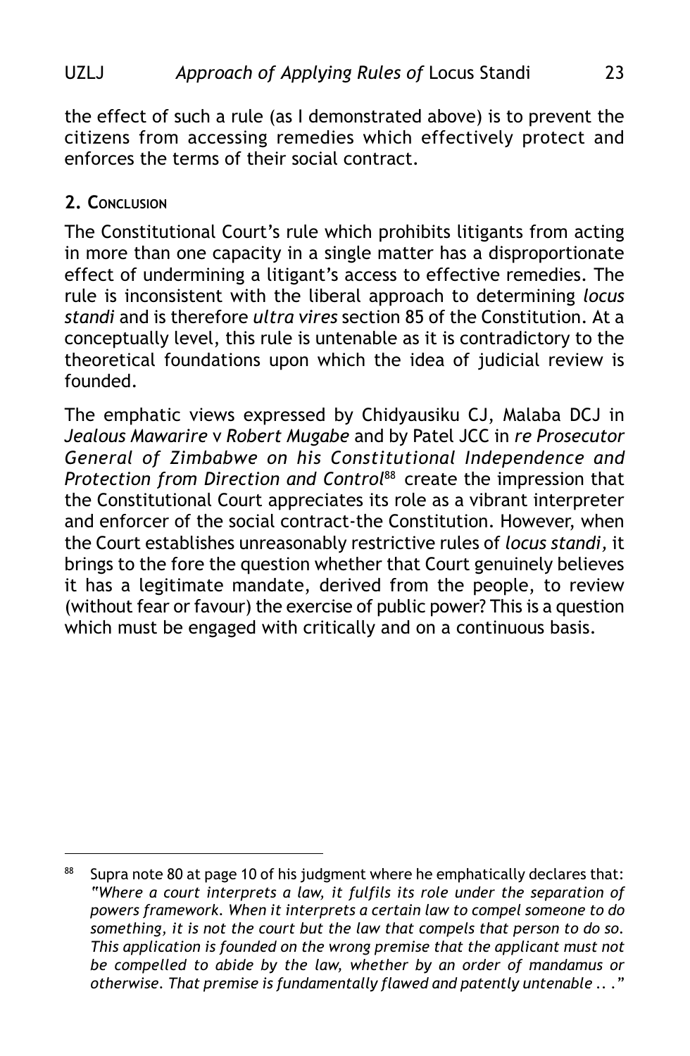the effect of such a rule (as I demonstrated above) is to prevent the citizens from accessing remedies which effectively protect and enforces the terms of their social contract.

## 2. Conclusion

The Constitutional Court's rule which prohibits litigants from acting in more than one capacity in a single matter has a disproportionate effect of undermining a litigant's access to effective remedies. The rule is inconsistent with the liberal approach to determining *locus standi* and is therefore *ultra vires* section 85 of the Constitution. At a conceptually level, this rule is untenable as it is contradictory to the theoretical foundations upon which the idea of judicial review is founded.

The emphatic views expressed by Chidyausiku CJ, Malaba DCJ in *Jealous Mawarire* v *Robert Mugabe* and by Patel JCC in *re Prosecutor General of Zimbabwe on his Constitutional Independence and Protection from Direction and Control*[88] create the impression that the Constitutional Court appreciates its role as a vibrant interpreter and enforcer of the social contract-the Constitution. However, when the Court establishes unreasonably restrictive rules of *locus standi*, it brings to the fore the question whether that Court genuinely believes it has a legitimate mandate, derived from the people, to review (without fear or favour) the exercise of public power? This is a question which must be engaged with critically and on a continuous basis.

---

[88] Supra note 80 at page 10 of his judgment where he emphatically declares that: *"Where a court interprets a law, it fulfils its role under the separation of powers framework. When it interprets a certain law to compel someone to do something, it is not the court but the law that compels that person to do so. This application is founded on the wrong premise that the applicant must not be compelled to abide by the law, whether by an order of mandamus or otherwise. That premise is fundamentally flawed and patently untenable .. ."*